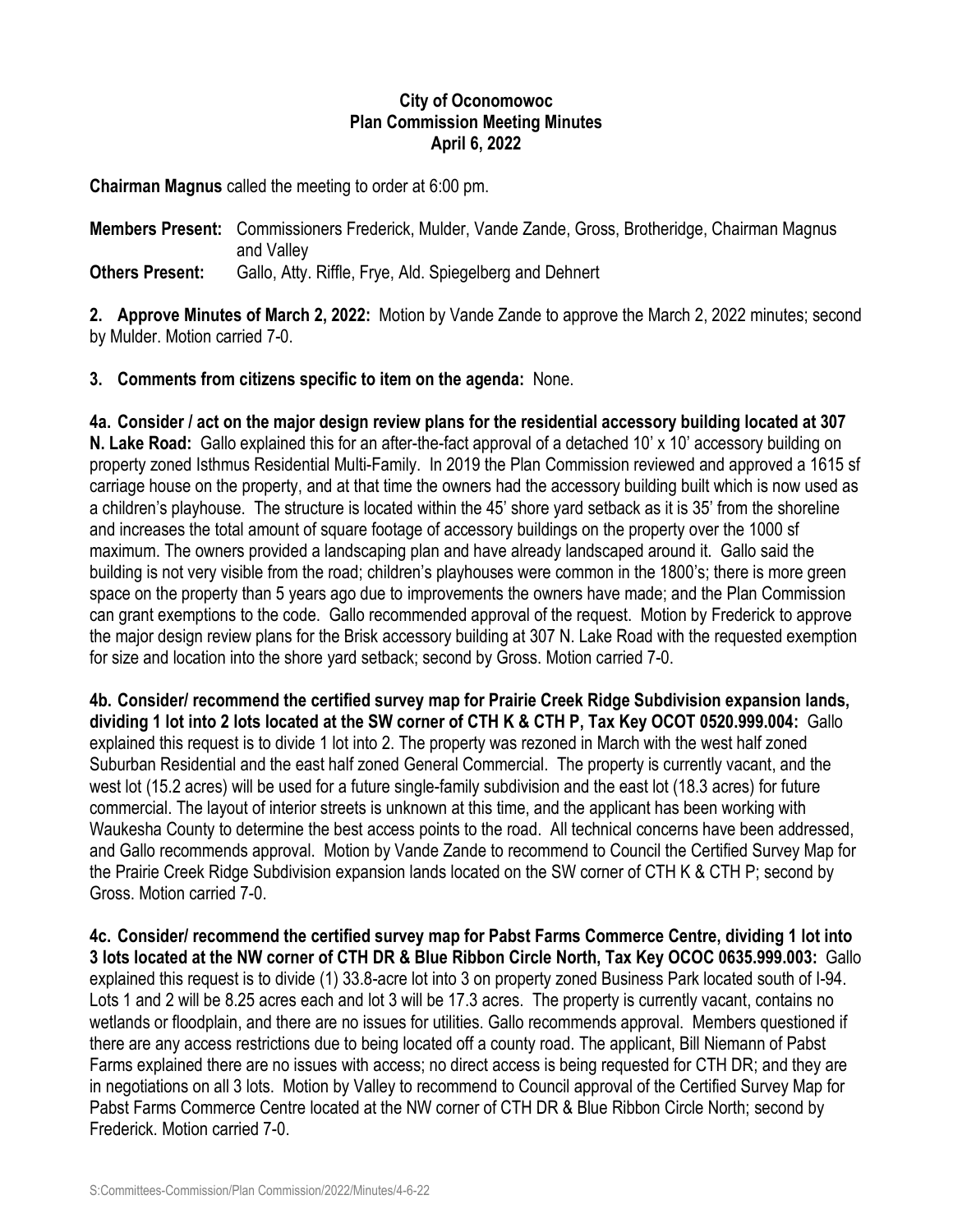**City of Oconomowoc**
**Plan Commission Meeting Minutes**
**April 6, 2022**

**Chairman Magnus** called the meeting to order at 6:00 pm.

**Members Present:** Commissioners Frederick, Mulder, Vande Zande, Gross, Brotheridge, Chairman Magnus and Valley
**Others Present:** Gallo, Atty. Riffle, Frye, Ald. Spiegelberg and Dehnert

**2. Approve Minutes of March 2, 2022:** Motion by Vande Zande to approve the March 2, 2022 minutes; second by Mulder. Motion carried 7-0.

**3. Comments from citizens specific to item on the agenda:** None.

**4a. Consider / act on the major design review plans for the residential accessory building located at 307 N. Lake Road:** Gallo explained this for an after-the-fact approval of a detached 10' x 10' accessory building on property zoned Isthmus Residential Multi-Family. In 2019 the Plan Commission reviewed and approved a 1615 sf carriage house on the property, and at that time the owners had the accessory building built which is now used as a children's playhouse. The structure is located within the 45' shore yard setback as it is 35' from the shoreline and increases the total amount of square footage of accessory buildings on the property over the 1000 sf maximum. The owners provided a landscaping plan and have already landscaped around it. Gallo said the building is not very visible from the road; children's playhouses were common in the 1800's; there is more green space on the property than 5 years ago due to improvements the owners have made; and the Plan Commission can grant exemptions to the code. Gallo recommended approval of the request. Motion by Frederick to approve the major design review plans for the Brisk accessory building at 307 N. Lake Road with the requested exemption for size and location into the shore yard setback; second by Gross. Motion carried 7-0.

**4b. Consider/ recommend the certified survey map for Prairie Creek Ridge Subdivision expansion lands, dividing 1 lot into 2 lots located at the SW corner of CTH K & CTH P, Tax Key OCOT 0520.999.004:** Gallo explained this request is to divide 1 lot into 2. The property was rezoned in March with the west half zoned Suburban Residential and the east half zoned General Commercial. The property is currently vacant, and the west lot (15.2 acres) will be used for a future single-family subdivision and the east lot (18.3 acres) for future commercial. The layout of interior streets is unknown at this time, and the applicant has been working with Waukesha County to determine the best access points to the road. All technical concerns have been addressed, and Gallo recommends approval. Motion by Vande Zande to recommend to Council the Certified Survey Map for the Prairie Creek Ridge Subdivision expansion lands located on the SW corner of CTH K & CTH P; second by Gross. Motion carried 7-0.

**4c. Consider/ recommend the certified survey map for Pabst Farms Commerce Centre, dividing 1 lot into 3 lots located at the NW corner of CTH DR & Blue Ribbon Circle North, Tax Key OCOC 0635.999.003:** Gallo explained this request is to divide (1) 33.8-acre lot into 3 on property zoned Business Park located south of I-94. Lots 1 and 2 will be 8.25 acres each and lot 3 will be 17.3 acres. The property is currently vacant, contains no wetlands or floodplain, and there are no issues for utilities. Gallo recommends approval. Members questioned if there are any access restrictions due to being located off a county road. The applicant, Bill Niemann of Pabst Farms explained there are no issues with access; no direct access is being requested for CTH DR; and they are in negotiations on all 3 lots. Motion by Valley to recommend to Council approval of the Certified Survey Map for Pabst Farms Commerce Centre located at the NW corner of CTH DR & Blue Ribbon Circle North; second by Frederick. Motion carried 7-0.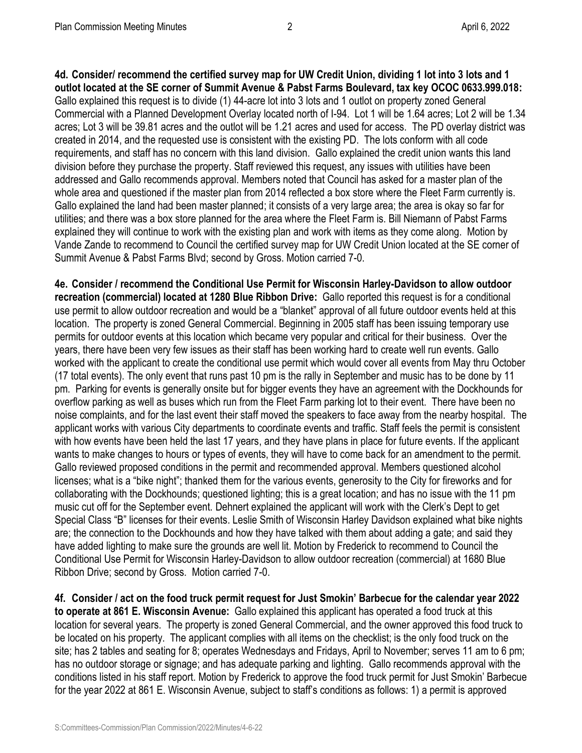**4d. Consider/ recommend the certified survey map for UW Credit Union, dividing 1 lot into 3 lots and 1 outlot located at the SE corner of Summit Avenue & Pabst Farms Boulevard, tax key OCOC 0633.999.018:** Gallo explained this request is to divide (1) 44-acre lot into 3 lots and 1 outlot on property zoned General Commercial with a Planned Development Overlay located north of I-94. Lot 1 will be 1.64 acres; Lot 2 will be 1.34 acres; Lot 3 will be 39.81 acres and the outlot will be 1.21 acres and used for access. The PD overlay district was created in 2014, and the requested use is consistent with the existing PD. The lots conform with all code requirements, and staff has no concern with this land division. Gallo explained the credit union wants this land division before they purchase the property. Staff reviewed this request, any issues with utilities have been addressed and Gallo recommends approval. Members noted that Council has asked for a master plan of the whole area and questioned if the master plan from 2014 reflected a box store where the Fleet Farm currently is. Gallo explained the land had been master planned; it consists of a very large area; the area is okay so far for utilities; and there was a box store planned for the area where the Fleet Farm is. Bill Niemann of Pabst Farms explained they will continue to work with the existing plan and work with items as they come along. Motion by Vande Zande to recommend to Council the certified survey map for UW Credit Union located at the SE corner of Summit Avenue & Pabst Farms Blvd; second by Gross. Motion carried 7-0.

**4e. Consider / recommend the Conditional Use Permit for Wisconsin Harley-Davidson to allow outdoor recreation (commercial) located at 1280 Blue Ribbon Drive:** Gallo reported this request is for a conditional use permit to allow outdoor recreation and would be a "blanket" approval of all future outdoor events held at this location. The property is zoned General Commercial. Beginning in 2005 staff has been issuing temporary use permits for outdoor events at this location which became very popular and critical for their business. Over the years, there have been very few issues as their staff has been working hard to create well run events. Gallo worked with the applicant to create the conditional use permit which would cover all events from May thru October (17 total events). The only event that runs past 10 pm is the rally in September and music has to be done by 11 pm. Parking for events is generally onsite but for bigger events they have an agreement with the Dockhounds for overflow parking as well as buses which run from the Fleet Farm parking lot to their event. There have been no noise complaints, and for the last event their staff moved the speakers to face away from the nearby hospital. The applicant works with various City departments to coordinate events and traffic. Staff feels the permit is consistent with how events have been held the last 17 years, and they have plans in place for future events. If the applicant wants to make changes to hours or types of events, they will have to come back for an amendment to the permit. Gallo reviewed proposed conditions in the permit and recommended approval. Members questioned alcohol licenses; what is a "bike night"; thanked them for the various events, generosity to the City for fireworks and for collaborating with the Dockhounds; questioned lighting; this is a great location; and has no issue with the 11 pm music cut off for the September event. Dehnert explained the applicant will work with the Clerk's Dept to get Special Class "B" licenses for their events. Leslie Smith of Wisconsin Harley Davidson explained what bike nights are; the connection to the Dockhounds and how they have talked with them about adding a gate; and said they have added lighting to make sure the grounds are well lit. Motion by Frederick to recommend to Council the Conditional Use Permit for Wisconsin Harley-Davidson to allow outdoor recreation (commercial) at 1680 Blue Ribbon Drive; second by Gross. Motion carried 7-0.

**4f. Consider / act on the food truck permit request for Just Smokin' Barbecue for the calendar year 2022 to operate at 861 E. Wisconsin Avenue:** Gallo explained this applicant has operated a food truck at this location for several years. The property is zoned General Commercial, and the owner approved this food truck to be located on his property. The applicant complies with all items on the checklist; is the only food truck on the site; has 2 tables and seating for 8; operates Wednesdays and Fridays, April to November; serves 11 am to 6 pm; has no outdoor storage or signage; and has adequate parking and lighting. Gallo recommends approval with the conditions listed in his staff report. Motion by Frederick to approve the food truck permit for Just Smokin' Barbecue for the year 2022 at 861 E. Wisconsin Avenue, subject to staff's conditions as follows: 1) a permit is approved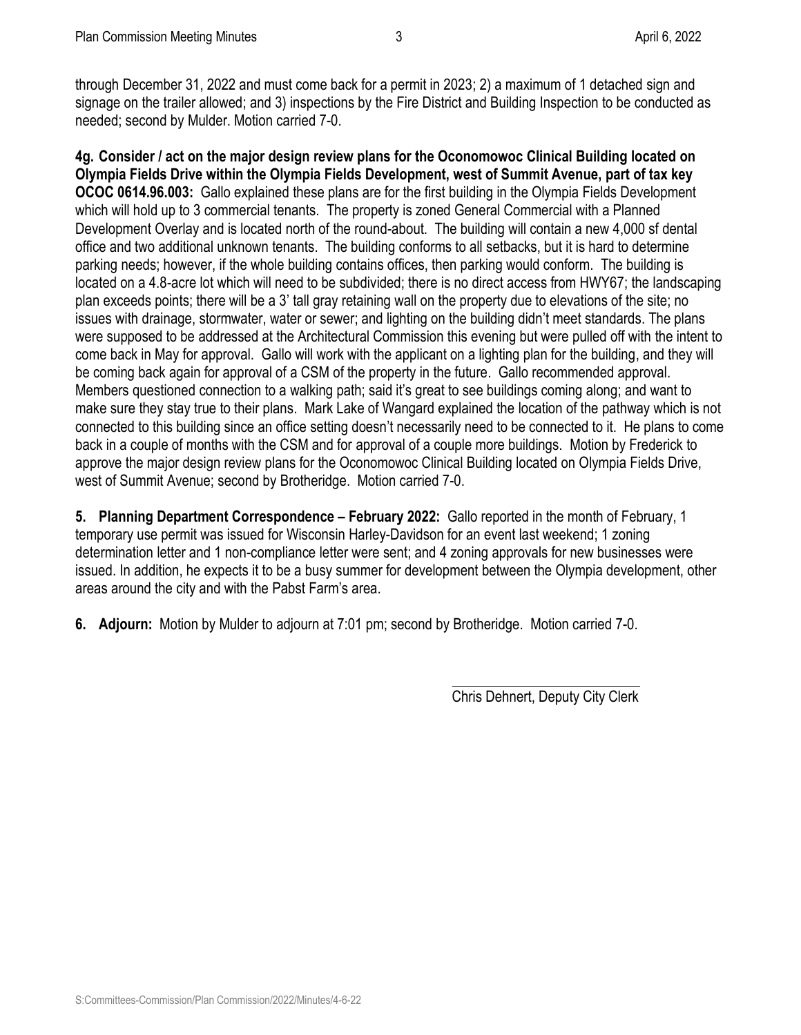through December 31, 2022 and must come back for a permit in 2023; 2) a maximum of 1 detached sign and signage on the trailer allowed; and 3) inspections by the Fire District and Building Inspection to be conducted as needed; second by Mulder. Motion carried 7-0.

**4g. Consider / act on the major design review plans for the Oconomowoc Clinical Building located on Olympia Fields Drive within the Olympia Fields Development, west of Summit Avenue, part of tax key OCOC 0614.96.003:** Gallo explained these plans are for the first building in the Olympia Fields Development which will hold up to 3 commercial tenants. The property is zoned General Commercial with a Planned Development Overlay and is located north of the round-about. The building will contain a new 4,000 sf dental office and two additional unknown tenants. The building conforms to all setbacks, but it is hard to determine parking needs; however, if the whole building contains offices, then parking would conform. The building is located on a 4.8-acre lot which will need to be subdivided; there is no direct access from HWY67; the landscaping plan exceeds points; there will be a 3' tall gray retaining wall on the property due to elevations of the site; no issues with drainage, stormwater, water or sewer; and lighting on the building didn't meet standards. The plans were supposed to be addressed at the Architectural Commission this evening but were pulled off with the intent to come back in May for approval. Gallo will work with the applicant on a lighting plan for the building, and they will be coming back again for approval of a CSM of the property in the future. Gallo recommended approval. Members questioned connection to a walking path; said it's great to see buildings coming along; and want to make sure they stay true to their plans. Mark Lake of Wangard explained the location of the pathway which is not connected to this building since an office setting doesn't necessarily need to be connected to it. He plans to come back in a couple of months with the CSM and for approval of a couple more buildings. Motion by Frederick to approve the major design review plans for the Oconomowoc Clinical Building located on Olympia Fields Drive, west of Summit Avenue; second by Brotheridge. Motion carried 7-0.

**5. Planning Department Correspondence – February 2022:** Gallo reported in the month of February, 1 temporary use permit was issued for Wisconsin Harley-Davidson for an event last weekend; 1 zoning determination letter and 1 non-compliance letter were sent; and 4 zoning approvals for new businesses were issued. In addition, he expects it to be a busy summer for development between the Olympia development, other areas around the city and with the Pabst Farm's area.

**6. Adjourn:** Motion by Mulder to adjourn at 7:01 pm; second by Brotheridge. Motion carried 7-0.

Chris Dehnert, Deputy City Clerk

S:Committees-Commission/Plan Commission/2022/Minutes/4-6-22